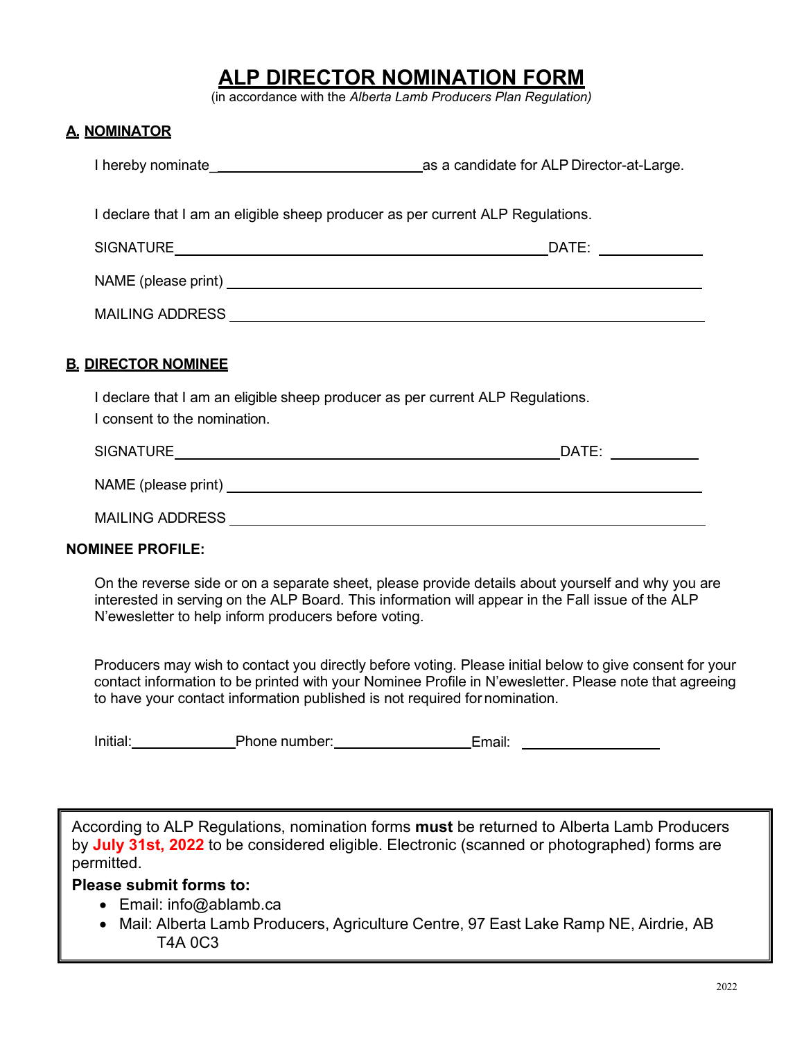# ALP DIRECTOR NOMINATION FORM

(in accordance with the *Alberta Lamb Producers Plan Regulation)*

## A. NOMINATOR

I hereby nominate ______________________________ as a candidate for ALP Director-at-Large.

I declare that I am an eligible sheep producer as per current ALP Regulations.

SIGNATURE ______________________________________________ DATE: ______________

NAME (please print) ______________________________________________

MAILING ADDRESS ______________________________________________

## B. DIRECTOR NOMINEE

I declare that I am an eligible sheep producer as per current ALP Regulations.
I consent to the nomination.

SIGNATURE ______________________________________________ DATE: ______________

NAME (please print) ______________________________________________

MAILING ADDRESS ______________________________________________

**NOMINEE PROFILE:**

On the reverse side or on a separate sheet, please provide details about yourself and why you are interested in serving on the ALP Board. This information will appear in the Fall issue of the ALP N'ewesletter to help inform producers before voting.

Producers may wish to contact you directly before voting. Please initial below to give consent for your contact information to be printed with your Nominee Profile in N'ewesletter. Please note that agreeing to have your contact information published is not required for nomination.

Initial: ______________ Phone number: ____________________ Email: ____________________

---

According to ALP Regulations, nomination forms **must** be returned to Alberta Lamb Producers by **July 31st, 2022** to be considered eligible. Electronic (scanned or photographed) forms are permitted.

**Please submit forms to:**

- Email: info@ablamb.ca
- Mail: Alberta Lamb Producers, Agriculture Centre, 97 East Lake Ramp NE, Airdrie, AB T4A 0C3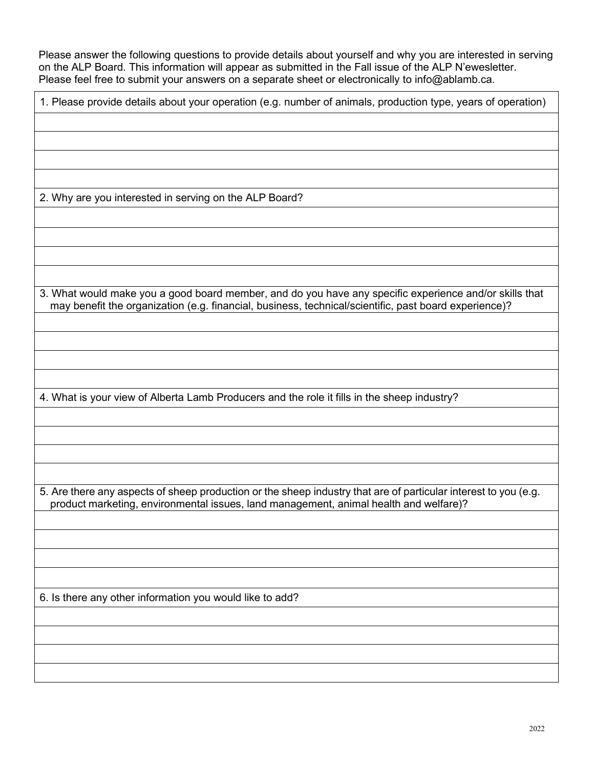Please answer the following questions to provide details about yourself and why you are interested in serving on the ALP Board. This information will appear as submitted in the Fall issue of the ALP N'ewesletter. Please feel free to submit your answers on a separate sheet or electronically to info@ablamb.ca.

| 1. Please provide details about your operation (e.g. number of animals, production type, years of operation) |
| --- |
| |
| |
| |
| |
| 2. Why are you interested in serving on the ALP Board? |
| |
| |
| |
| |
| 3. What would make you a good board member, and do you have any specific experience and/or skills that may benefit the organization (e.g. financial, business, technical/scientific, past board experience)? |
| |
| |
| |
| |
| 4. What is your view of Alberta Lamb Producers and the role it fills in the sheep industry? |
| |
| |
| |
| |
| 5. Are there any aspects of sheep production or the sheep industry that are of particular interest to you (e.g. product marketing, environmental issues, land management, animal health and welfare)? |
| |
| |
| |
| |
| 6. Is there any other information you would like to add? |
| |
| |
| |
| |

2022